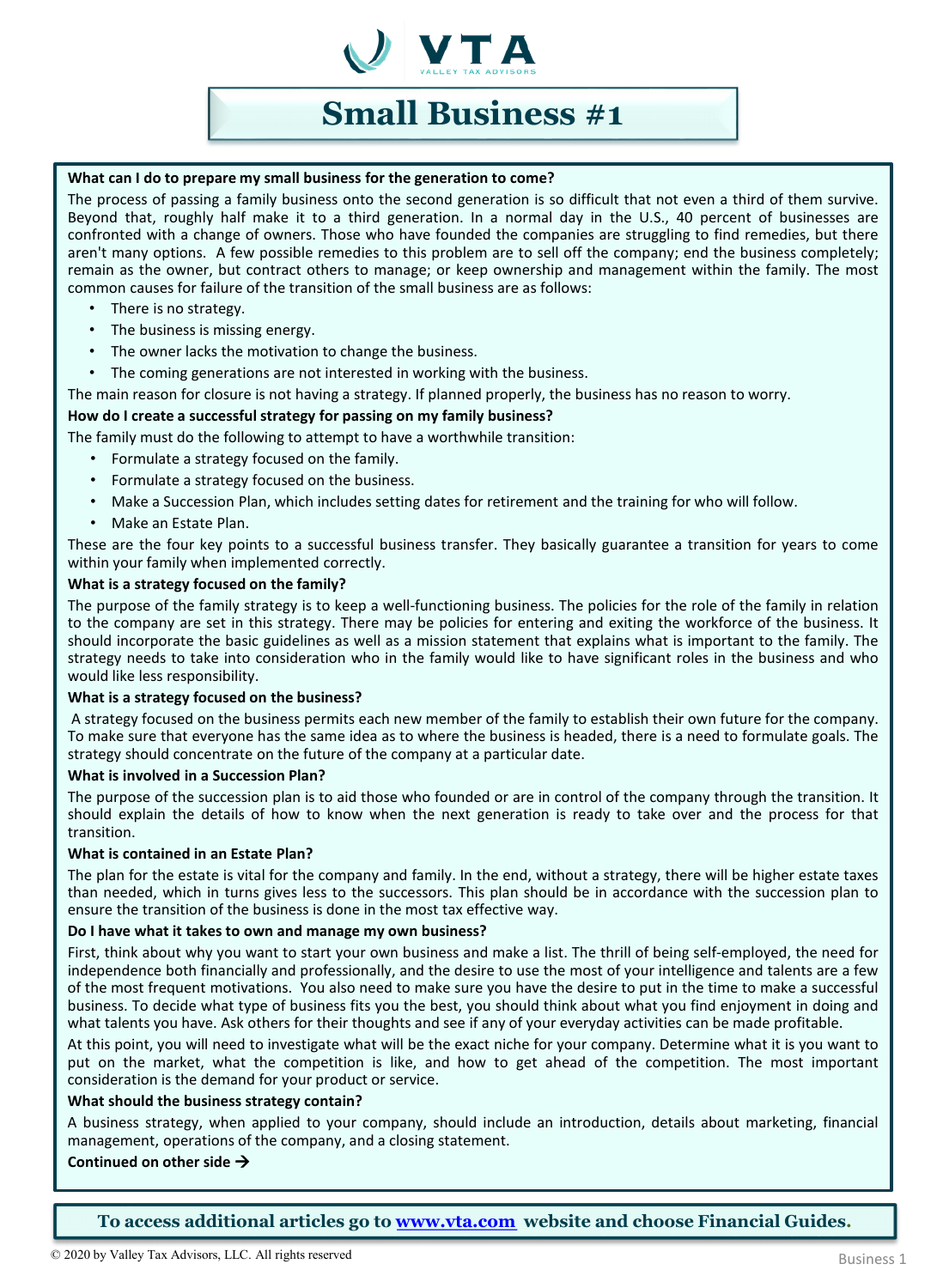# Small Business #1

**What can I do to prepare my small business for the generation to come?**

The process of passing a family business onto the second generation is so difficult that not even a third of them survive. Beyond that, roughly half make it to a third generation. In a normal day in the U.S., 40 percent of businesses are confronted with a change of owners. Those who have founded the companies are struggling to find remedies, but there aren't many options. A few possible remedies to this problem are to sell off the company; end the business completely; remain as the owner, but contract others to manage; or keep ownership and management within the family. The most common causes for failure of the transition of the small business are as follows:

- There is no strategy.
- The business is missing energy.
- The owner lacks the motivation to change the business.
- The coming generations are not interested in working with the business.

The main reason for closure is not having a strategy. If planned properly, the business has no reason to worry.

**How do I create a successful strategy for passing on my family business?**

The family must do the following to attempt to have a worthwhile transition:

- Formulate a strategy focused on the family.
- Formulate a strategy focused on the business.
- Make a Succession Plan, which includes setting dates for retirement and the training for who will follow.
- Make an Estate Plan.

These are the four key points to a successful business transfer. They basically guarantee a transition for years to come within your family when implemented correctly.

**What is a strategy focused on the family?**

The purpose of the family strategy is to keep a well-functioning business. The policies for the role of the family in relation to the company are set in this strategy. There may be policies for entering and exiting the workforce of the business. It should incorporate the basic guidelines as well as a mission statement that explains what is important to the family. The strategy needs to take into consideration who in the family would like to have significant roles in the business and who would like less responsibility.

**What is a strategy focused on the business?**

A strategy focused on the business permits each new member of the family to establish their own future for the company. To make sure that everyone has the same idea as to where the business is headed, there is a need to formulate goals. The strategy should concentrate on the future of the company at a particular date.

**What is involved in a Succession Plan?**

The purpose of the succession plan is to aid those who founded or are in control of the company through the transition. It should explain the details of how to know when the next generation is ready to take over and the process for that transition.

**What is contained in an Estate Plan?**

The plan for the estate is vital for the company and family. In the end, without a strategy, there will be higher estate taxes than needed, which in turns gives less to the successors. This plan should be in accordance with the succession plan to ensure the transition of the business is done in the most tax effective way.

**Do I have what it takes to own and manage my own business?**

First, think about why you want to start your own business and make a list. The thrill of being self-employed, the need for independence both financially and professionally, and the desire to use the most of your intelligence and talents are a few of the most frequent motivations. You also need to make sure you have the desire to put in the time to make a successful business. To decide what type of business fits you the best, you should think about what you find enjoyment in doing and what talents you have. Ask others for their thoughts and see if any of your everyday activities can be made profitable.

At this point, you will need to investigate what will be the exact niche for your company. Determine what it is you want to put on the market, what the competition is like, and how to get ahead of the competition. The most important consideration is the demand for your product or service.

**What should the business strategy contain?**

A business strategy, when applied to your company, should include an introduction, details about marketing, financial management, operations of the company, and a closing statement.

**Continued on other side →**

**To access additional articles go to [www.vta.com](http://www.vta.com) website and choose Financial Guides.**

© 2020 by Valley Tax Advisors, LLC. All rights reserved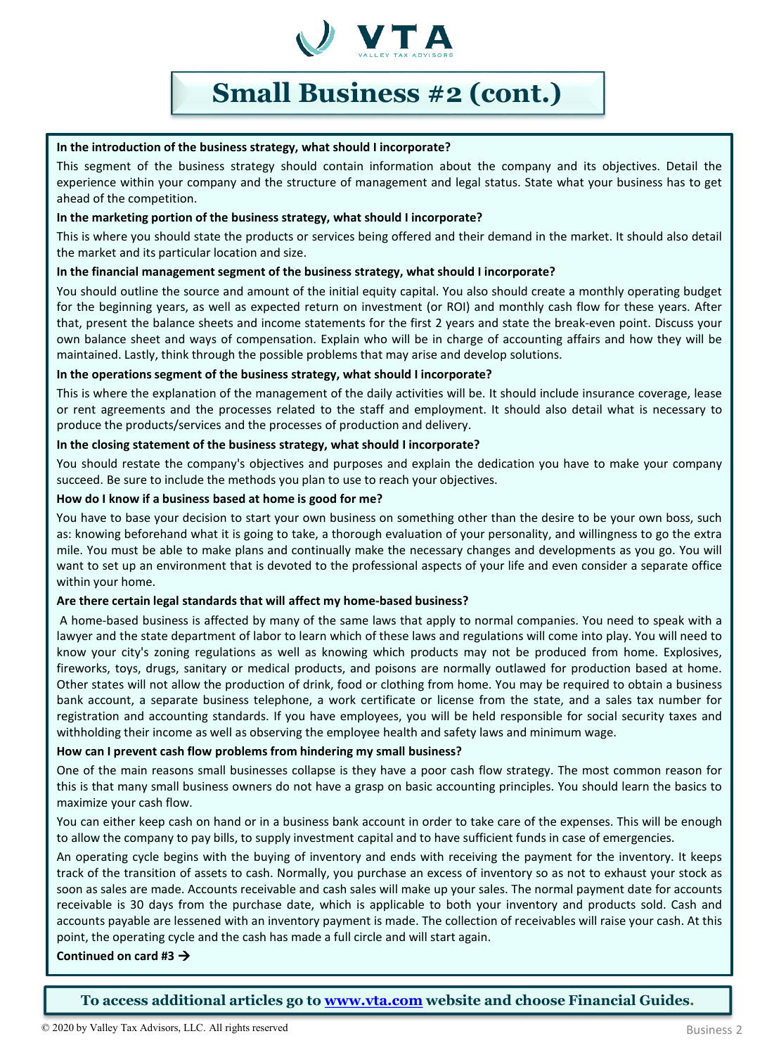# Small Business #2 (cont.)

**In the introduction of the business strategy, what should I incorporate?**

This segment of the business strategy should contain information about the company and its objectives. Detail the experience within your company and the structure of management and legal status. State what your business has to get ahead of the competition.

**In the marketing portion of the business strategy, what should I incorporate?**

This is where you should state the products or services being offered and their demand in the market. It should also detail the market and its particular location and size.

**In the financial management segment of the business strategy, what should I incorporate?**

You should outline the source and amount of the initial equity capital. You also should create a monthly operating budget for the beginning years, as well as expected return on investment (or ROI) and monthly cash flow for these years. After that, present the balance sheets and income statements for the first 2 years and state the break-even point. Discuss your own balance sheet and ways of compensation. Explain who will be in charge of accounting affairs and how they will be maintained. Lastly, think through the possible problems that may arise and develop solutions.

**In the operations segment of the business strategy, what should I incorporate?**

This is where the explanation of the management of the daily activities will be. It should include insurance coverage, lease or rent agreements and the processes related to the staff and employment. It should also detail what is necessary to produce the products/services and the processes of production and delivery.

**In the closing statement of the business strategy, what should I incorporate?**

You should restate the company's objectives and purposes and explain the dedication you have to make your company succeed. Be sure to include the methods you plan to use to reach your objectives.

**How do I know if a business based at home is good for me?**

You have to base your decision to start your own business on something other than the desire to be your own boss, such as: knowing beforehand what it is going to take, a thorough evaluation of your personality, and willingness to go the extra mile. You must be able to make plans and continually make the necessary changes and developments as you go. You will want to set up an environment that is devoted to the professional aspects of your life and even consider a separate office within your home.

**Are there certain legal standards that will affect my home-based business?**

A home-based business is affected by many of the same laws that apply to normal companies. You need to speak with a lawyer and the state department of labor to learn which of these laws and regulations will come into play. You will need to know your city's zoning regulations as well as knowing which products may not be produced from home. Explosives, fireworks, toys, drugs, sanitary or medical products, and poisons are normally outlawed for production based at home. Other states will not allow the production of drink, food or clothing from home. You may be required to obtain a business bank account, a separate business telephone, a work certificate or license from the state, and a sales tax number for registration and accounting standards. If you have employees, you will be held responsible for social security taxes and withholding their income as well as observing the employee health and safety laws and minimum wage.

**How can I prevent cash flow problems from hindering my small business?**

One of the main reasons small businesses collapse is they have a poor cash flow strategy. The most common reason for this is that many small business owners do not have a grasp on basic accounting principles. You should learn the basics to maximize your cash flow.

You can either keep cash on hand or in a business bank account in order to take care of the expenses. This will be enough to allow the company to pay bills, to supply investment capital and to have sufficient funds in case of emergencies.

An operating cycle begins with the buying of inventory and ends with receiving the payment for the inventory. It keeps track of the transition of assets to cash. Normally, you purchase an excess of inventory so as not to exhaust your stock as soon as sales are made. Accounts receivable and cash sales will make up your sales. The normal payment date for accounts receivable is 30 days from the purchase date, which is applicable to both your inventory and products sold. Cash and accounts payable are lessened with an inventory payment is made. The collection of receivables will raise your cash. At this point, the operating cycle and the cash has made a full circle and will start again.

**Continued on card #3 →**

**To access additional articles go to [www.vta.com](http://www.vta.com) website and choose Financial Guides.**

© 2020 by Valley Tax Advisors, LLC. All rights reserved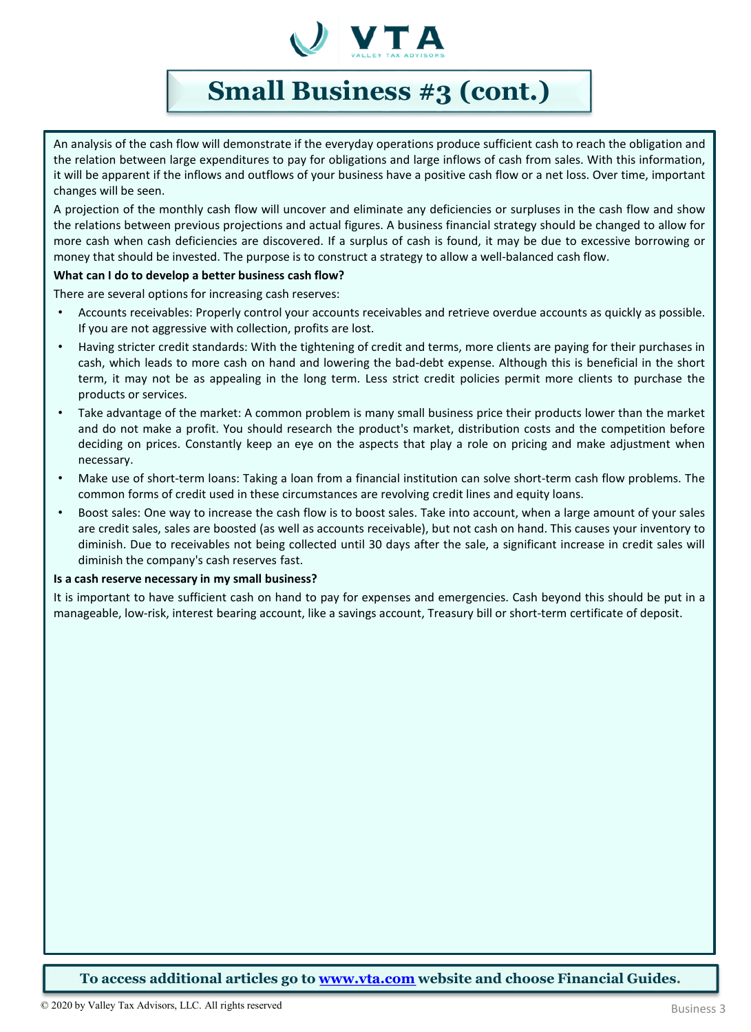# Small Business #3 (cont.)

An analysis of the cash flow will demonstrate if the everyday operations produce sufficient cash to reach the obligation and the relation between large expenditures to pay for obligations and large inflows of cash from sales. With this information, it will be apparent if the inflows and outflows of your business have a positive cash flow or a net loss. Over time, important changes will be seen.

A projection of the monthly cash flow will uncover and eliminate any deficiencies or surpluses in the cash flow and show the relations between previous projections and actual figures. A business financial strategy should be changed to allow for more cash when cash deficiencies are discovered. If a surplus of cash is found, it may be due to excessive borrowing or money that should be invested. The purpose is to construct a strategy to allow a well-balanced cash flow.

**What can I do to develop a better business cash flow?**

There are several options for increasing cash reserves:

- Accounts receivables: Properly control your accounts receivables and retrieve overdue accounts as quickly as possible. If you are not aggressive with collection, profits are lost.
- Having stricter credit standards: With the tightening of credit and terms, more clients are paying for their purchases in cash, which leads to more cash on hand and lowering the bad-debt expense. Although this is beneficial in the short term, it may not be as appealing in the long term. Less strict credit policies permit more clients to purchase the products or services.
- Take advantage of the market: A common problem is many small business price their products lower than the market and do not make a profit. You should research the product's market, distribution costs and the competition before deciding on prices. Constantly keep an eye on the aspects that play a role on pricing and make adjustment when necessary.
- Make use of short-term loans: Taking a loan from a financial institution can solve short-term cash flow problems. The common forms of credit used in these circumstances are revolving credit lines and equity loans.
- Boost sales: One way to increase the cash flow is to boost sales. Take into account, when a large amount of your sales are credit sales, sales are boosted (as well as accounts receivable), but not cash on hand. This causes your inventory to diminish. Due to receivables not being collected until 30 days after the sale, a significant increase in credit sales will diminish the company's cash reserves fast.

**Is a cash reserve necessary in my small business?**

It is important to have sufficient cash on hand to pay for expenses and emergencies. Cash beyond this should be put in a manageable, low-risk, interest bearing account, like a savings account, Treasury bill or short-term certificate of deposit.

**To access additional articles go to [www.vta.com](http://www.vta.com) website and choose Financial Guides.**

© 2020 by Valley Tax Advisors, LLC. All rights reserved